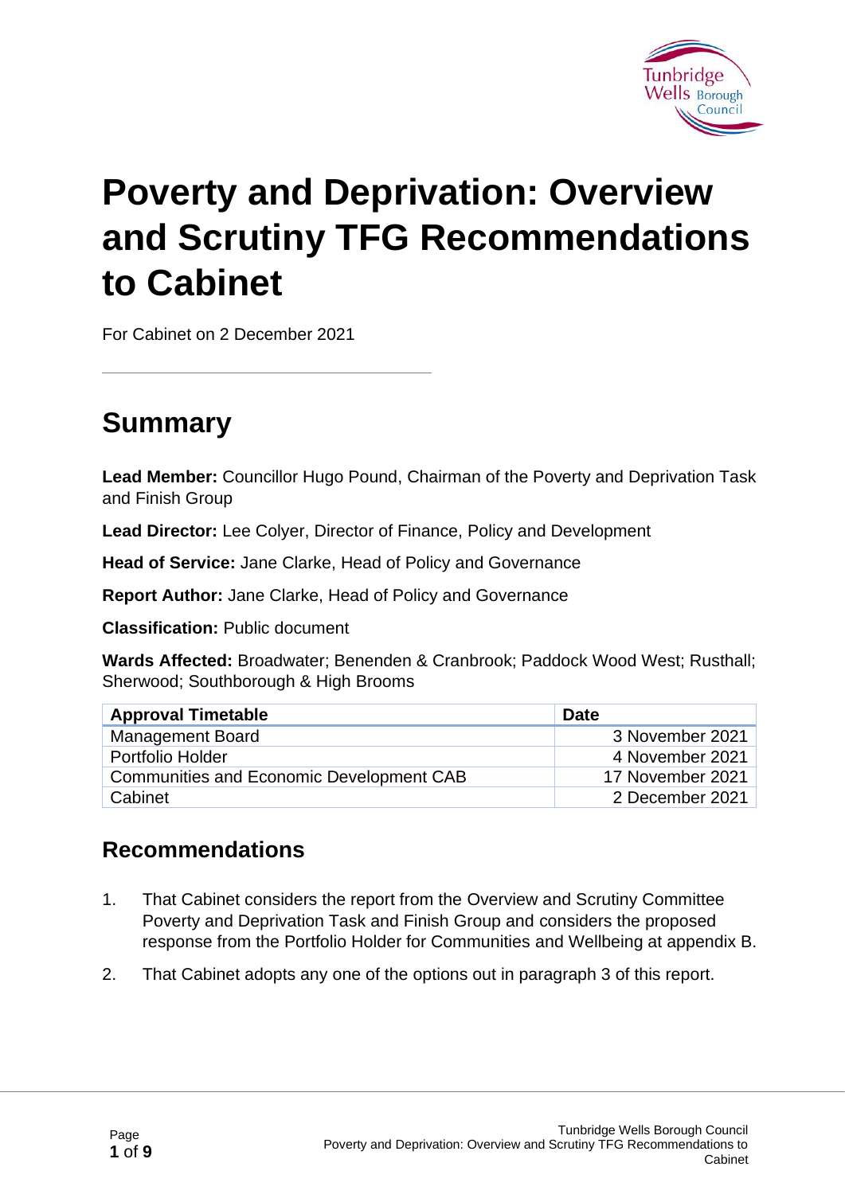# Poverty and Deprivation: Overview and Scrutiny TFG Recommendations to Cabinet

For Cabinet on 2 December 2021

## Summary

**Lead Member:** Councillor Hugo Pound, Chairman of the Poverty and Deprivation Task and Finish Group

**Lead Director:** Lee Colyer, Director of Finance, Policy and Development

**Head of Service:** Jane Clarke, Head of Policy and Governance

**Report Author:** Jane Clarke, Head of Policy and Governance

**Classification:** Public document

**Wards Affected:** Broadwater; Benenden & Cranbrook; Paddock Wood West; Rusthall; Sherwood; Southborough & High Brooms

| Approval Timetable | Date |
|---|---|
| Management Board | 3 November 2021 |
| Portfolio Holder | 4 November 2021 |
| Communities and Economic Development CAB | 17 November 2021 |
| Cabinet | 2 December 2021 |

## Recommendations

1. That Cabinet considers the report from the Overview and Scrutiny Committee Poverty and Deprivation Task and Finish Group and considers the proposed response from the Portfolio Holder for Communities and Wellbeing at appendix B.
2. That Cabinet adopts any one of the options out in paragraph 3 of this report.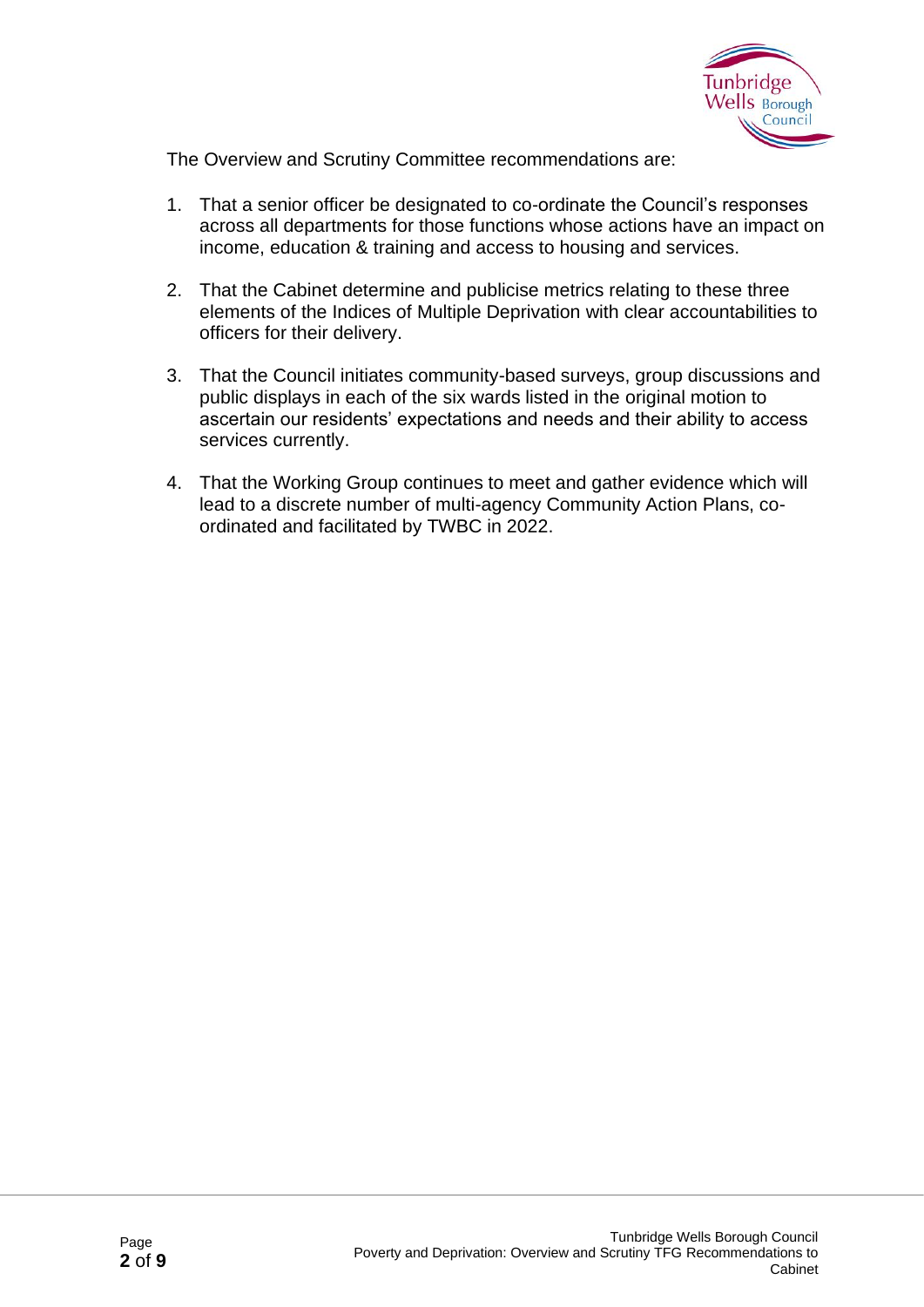The Overview and Scrutiny Committee recommendations are:

1. That a senior officer be designated to co-ordinate the Council's responses across all departments for those functions whose actions have an impact on income, education & training and access to housing and services.

2. That the Cabinet determine and publicise metrics relating to these three elements of the Indices of Multiple Deprivation with clear accountabilities to officers for their delivery.

3. That the Council initiates community-based surveys, group discussions and public displays in each of the six wards listed in the original motion to ascertain our residents' expectations and needs and their ability to access services currently.

4. That the Working Group continues to meet and gather evidence which will lead to a discrete number of multi-agency Community Action Plans, co-ordinated and facilitated by TWBC in 2022.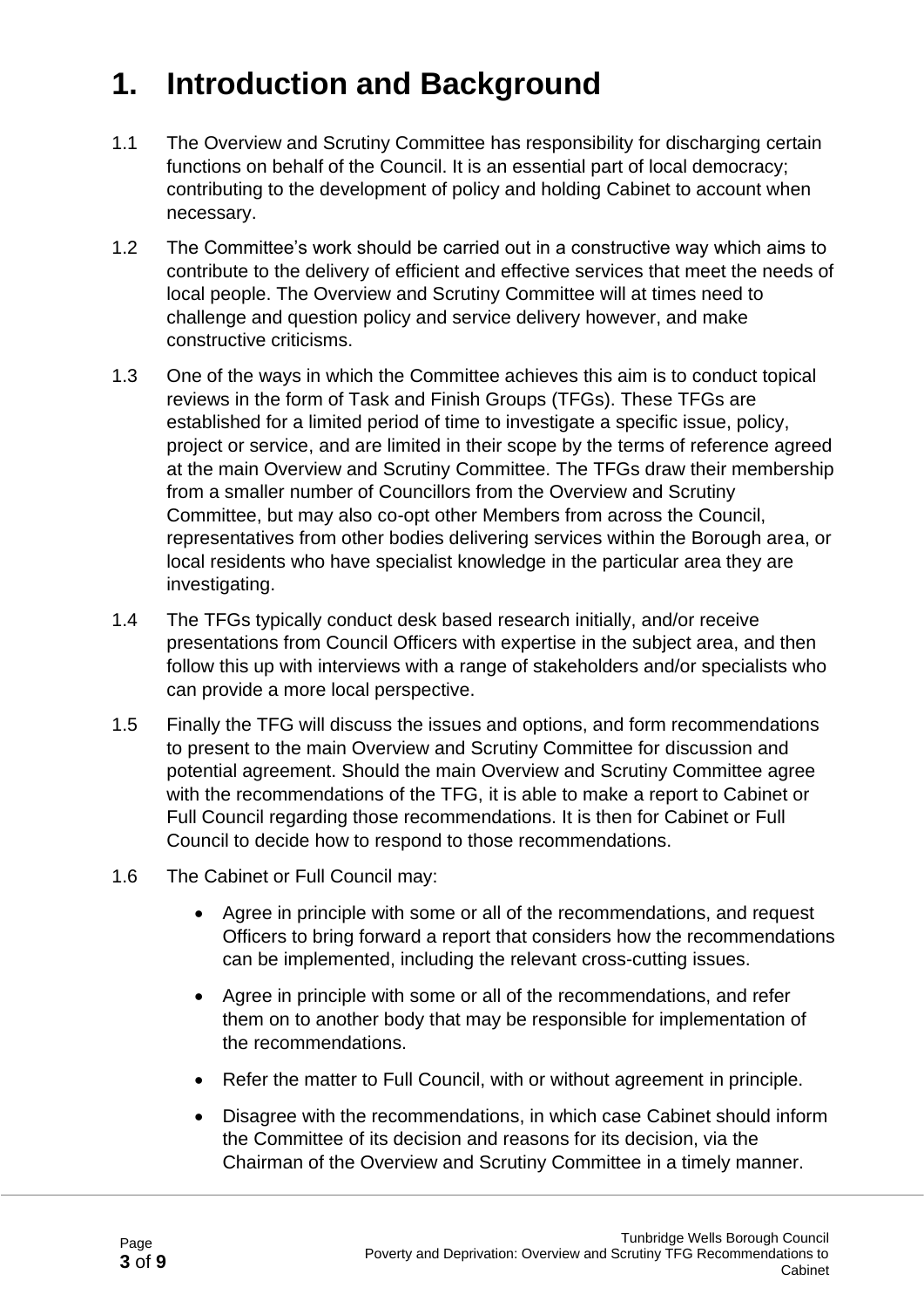# 1. Introduction and Background

1.1 The Overview and Scrutiny Committee has responsibility for discharging certain functions on behalf of the Council. It is an essential part of local democracy; contributing to the development of policy and holding Cabinet to account when necessary.

1.2 The Committee's work should be carried out in a constructive way which aims to contribute to the delivery of efficient and effective services that meet the needs of local people. The Overview and Scrutiny Committee will at times need to challenge and question policy and service delivery however, and make constructive criticisms.

1.3 One of the ways in which the Committee achieves this aim is to conduct topical reviews in the form of Task and Finish Groups (TFGs). These TFGs are established for a limited period of time to investigate a specific issue, policy, project or service, and are limited in their scope by the terms of reference agreed at the main Overview and Scrutiny Committee. The TFGs draw their membership from a smaller number of Councillors from the Overview and Scrutiny Committee, but may also co-opt other Members from across the Council, representatives from other bodies delivering services within the Borough area, or local residents who have specialist knowledge in the particular area they are investigating.

1.4 The TFGs typically conduct desk based research initially, and/or receive presentations from Council Officers with expertise in the subject area, and then follow this up with interviews with a range of stakeholders and/or specialists who can provide a more local perspective.

1.5 Finally the TFG will discuss the issues and options, and form recommendations to present to the main Overview and Scrutiny Committee for discussion and potential agreement. Should the main Overview and Scrutiny Committee agree with the recommendations of the TFG, it is able to make a report to Cabinet or Full Council regarding those recommendations. It is then for Cabinet or Full Council to decide how to respond to those recommendations.

1.6 The Cabinet or Full Council may:

- Agree in principle with some or all of the recommendations, and request Officers to bring forward a report that considers how the recommendations can be implemented, including the relevant cross-cutting issues.
- Agree in principle with some or all of the recommendations, and refer them on to another body that may be responsible for implementation of the recommendations.
- Refer the matter to Full Council, with or without agreement in principle.
- Disagree with the recommendations, in which case Cabinet should inform the Committee of its decision and reasons for its decision, via the Chairman of the Overview and Scrutiny Committee in a timely manner.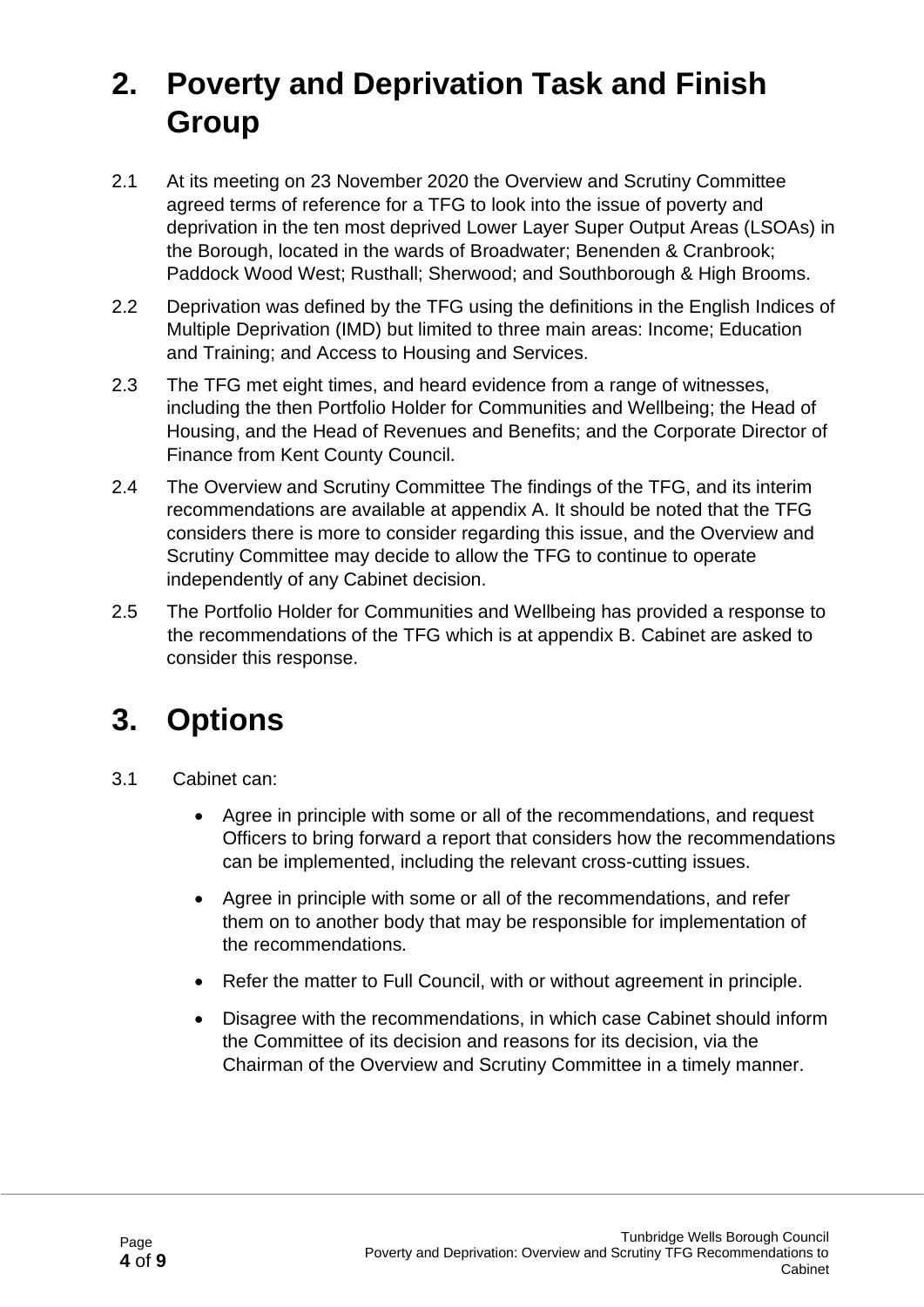# 2. Poverty and Deprivation Task and Finish Group

2.1 At its meeting on 23 November 2020 the Overview and Scrutiny Committee agreed terms of reference for a TFG to look into the issue of poverty and deprivation in the ten most deprived Lower Layer Super Output Areas (LSOAs) in the Borough, located in the wards of Broadwater; Benenden & Cranbrook; Paddock Wood West; Rusthall; Sherwood; and Southborough & High Brooms.

2.2 Deprivation was defined by the TFG using the definitions in the English Indices of Multiple Deprivation (IMD) but limited to three main areas: Income; Education and Training; and Access to Housing and Services.

2.3 The TFG met eight times, and heard evidence from a range of witnesses, including the then Portfolio Holder for Communities and Wellbeing; the Head of Housing, and the Head of Revenues and Benefits; and the Corporate Director of Finance from Kent County Council.

2.4 The Overview and Scrutiny Committee The findings of the TFG, and its interim recommendations are available at appendix A. It should be noted that the TFG considers there is more to consider regarding this issue, and the Overview and Scrutiny Committee may decide to allow the TFG to continue to operate independently of any Cabinet decision.

2.5 The Portfolio Holder for Communities and Wellbeing has provided a response to the recommendations of the TFG which is at appendix B. Cabinet are asked to consider this response.

# 3. Options

3.1 Cabinet can:

- Agree in principle with some or all of the recommendations, and request Officers to bring forward a report that considers how the recommendations can be implemented, including the relevant cross-cutting issues.
- Agree in principle with some or all of the recommendations, and refer them on to another body that may be responsible for implementation of the recommendations.
- Refer the matter to Full Council, with or without agreement in principle.
- Disagree with the recommendations, in which case Cabinet should inform the Committee of its decision and reasons for its decision, via the Chairman of the Overview and Scrutiny Committee in a timely manner.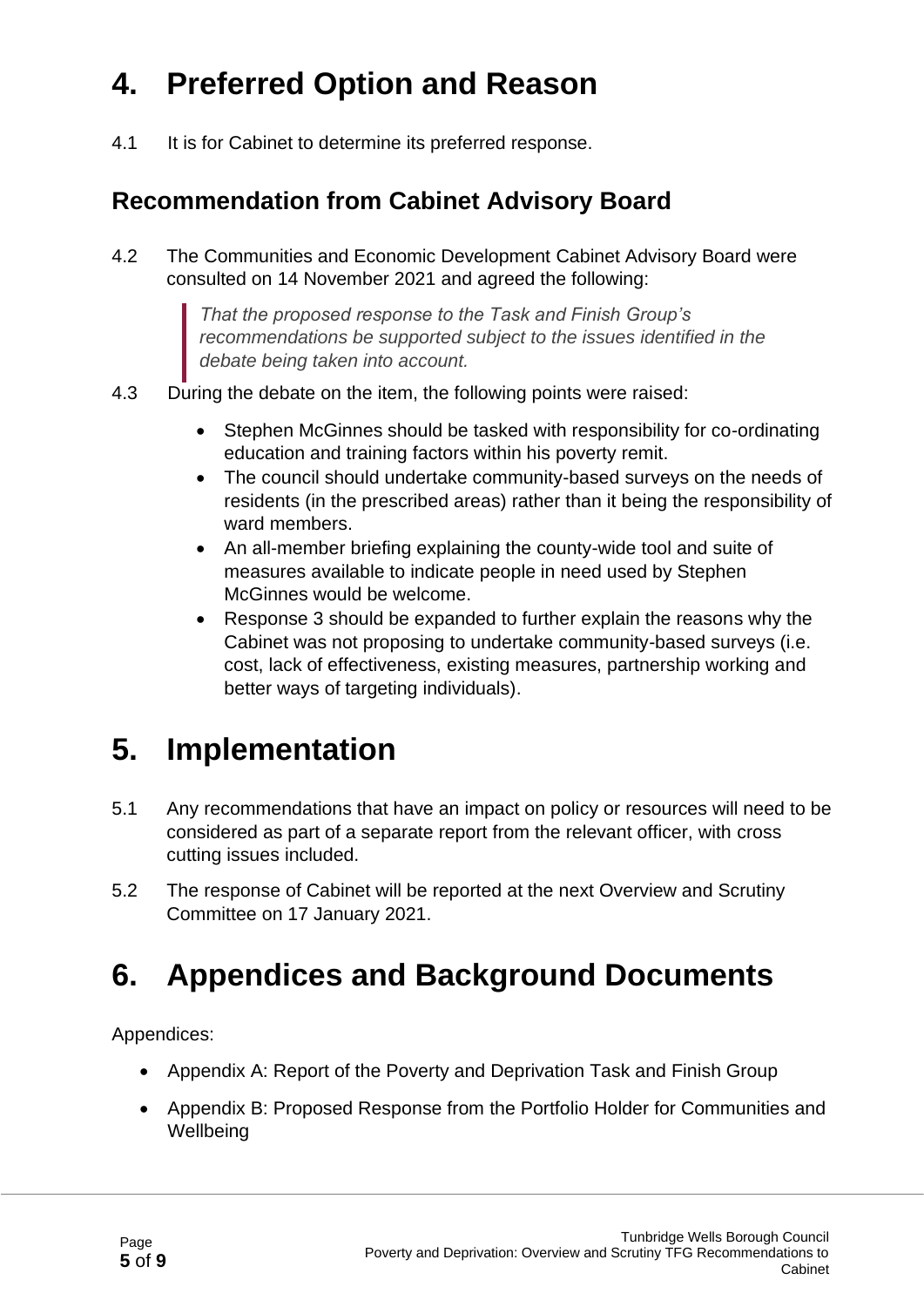# 4. Preferred Option and Reason

4.1 It is for Cabinet to determine its preferred response.

## Recommendation from Cabinet Advisory Board

4.2 The Communities and Economic Development Cabinet Advisory Board were consulted on 14 November 2021 and agreed the following:

> *That the proposed response to the Task and Finish Group's recommendations be supported subject to the issues identified in the debate being taken into account.*

4.3 During the debate on the item, the following points were raised:

- Stephen McGinnes should be tasked with responsibility for co-ordinating education and training factors within his poverty remit.
- The council should undertake community-based surveys on the needs of residents (in the prescribed areas) rather than it being the responsibility of ward members.
- An all-member briefing explaining the county-wide tool and suite of measures available to indicate people in need used by Stephen McGinnes would be welcome.
- Response 3 should be expanded to further explain the reasons why the Cabinet was not proposing to undertake community-based surveys (i.e. cost, lack of effectiveness, existing measures, partnership working and better ways of targeting individuals).

# 5. Implementation

5.1 Any recommendations that have an impact on policy or resources will need to be considered as part of a separate report from the relevant officer, with cross cutting issues included.

5.2 The response of Cabinet will be reported at the next Overview and Scrutiny Committee on 17 January 2021.

# 6. Appendices and Background Documents

Appendices:

- Appendix A: Report of the Poverty and Deprivation Task and Finish Group
- Appendix B: Proposed Response from the Portfolio Holder for Communities and Wellbeing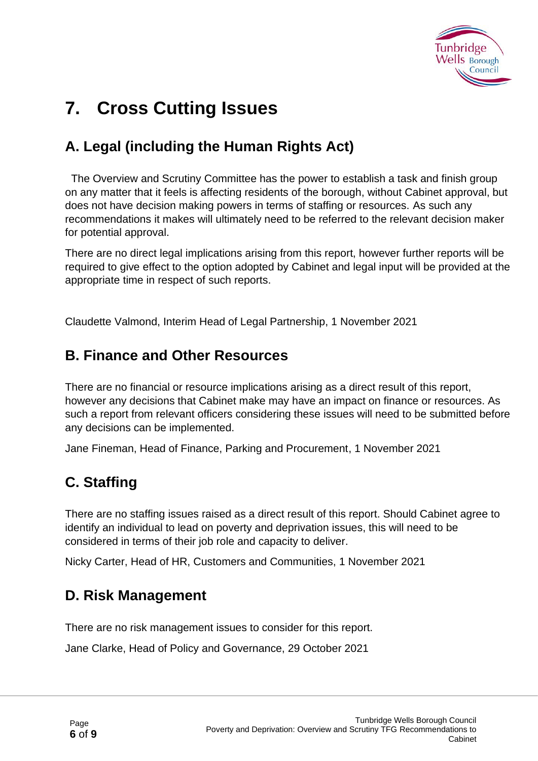# 7. Cross Cutting Issues

## A. Legal (including the Human Rights Act)

The Overview and Scrutiny Committee has the power to establish a task and finish group on any matter that it feels is affecting residents of the borough, without Cabinet approval, but does not have decision making powers in terms of staffing or resources. As such any recommendations it makes will ultimately need to be referred to the relevant decision maker for potential approval.

There are no direct legal implications arising from this report, however further reports will be required to give effect to the option adopted by Cabinet and legal input will be provided at the appropriate time in respect of such reports.

Claudette Valmond, Interim Head of Legal Partnership, 1 November 2021

## B. Finance and Other Resources

There are no financial or resource implications arising as a direct result of this report, however any decisions that Cabinet make may have an impact on finance or resources. As such a report from relevant officers considering these issues will need to be submitted before any decisions can be implemented.

Jane Fineman, Head of Finance, Parking and Procurement, 1 November 2021

## C. Staffing

There are no staffing issues raised as a direct result of this report. Should Cabinet agree to identify an individual to lead on poverty and deprivation issues, this will need to be considered in terms of their job role and capacity to deliver.

Nicky Carter, Head of HR, Customers and Communities, 1 November 2021

## D. Risk Management

There are no risk management issues to consider for this report.

Jane Clarke, Head of Policy and Governance, 29 October 2021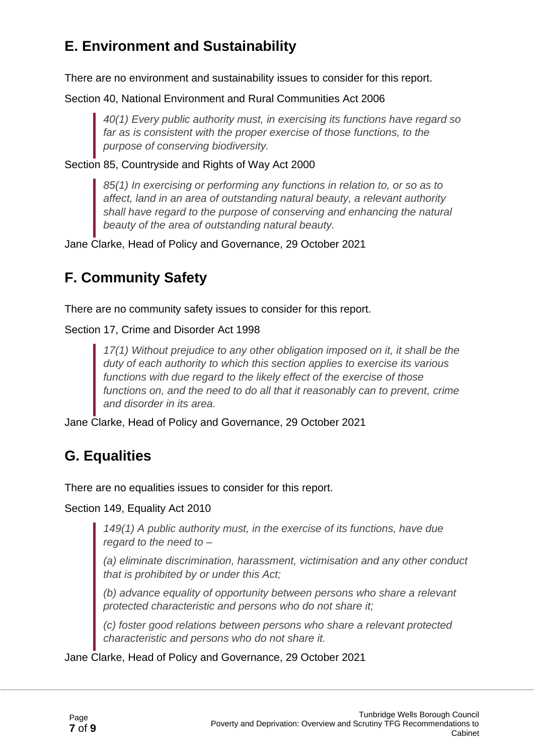## E. Environment and Sustainability

There are no environment and sustainability issues to consider for this report.

Section 40, National Environment and Rural Communities Act 2006

> *40(1) Every public authority must, in exercising its functions have regard so far as is consistent with the proper exercise of those functions, to the purpose of conserving biodiversity.*

Section 85, Countryside and Rights of Way Act 2000

> *85(1) In exercising or performing any functions in relation to, or so as to affect, land in an area of outstanding natural beauty, a relevant authority shall have regard to the purpose of conserving and enhancing the natural beauty of the area of outstanding natural beauty.*

Jane Clarke, Head of Policy and Governance, 29 October 2021

## F. Community Safety

There are no community safety issues to consider for this report.

Section 17, Crime and Disorder Act 1998

> *17(1) Without prejudice to any other obligation imposed on it, it shall be the duty of each authority to which this section applies to exercise its various functions with due regard to the likely effect of the exercise of those functions on, and the need to do all that it reasonably can to prevent, crime and disorder in its area.*

Jane Clarke, Head of Policy and Governance, 29 October 2021

## G. Equalities

There are no equalities issues to consider for this report.

Section 149, Equality Act 2010

> *149(1) A public authority must, in the exercise of its functions, have due regard to the need to –*
>
> *(a) eliminate discrimination, harassment, victimisation and any other conduct that is prohibited by or under this Act;*
>
> *(b) advance equality of opportunity between persons who share a relevant protected characteristic and persons who do not share it;*
>
> *(c) foster good relations between persons who share a relevant protected characteristic and persons who do not share it.*

Jane Clarke, Head of Policy and Governance, 29 October 2021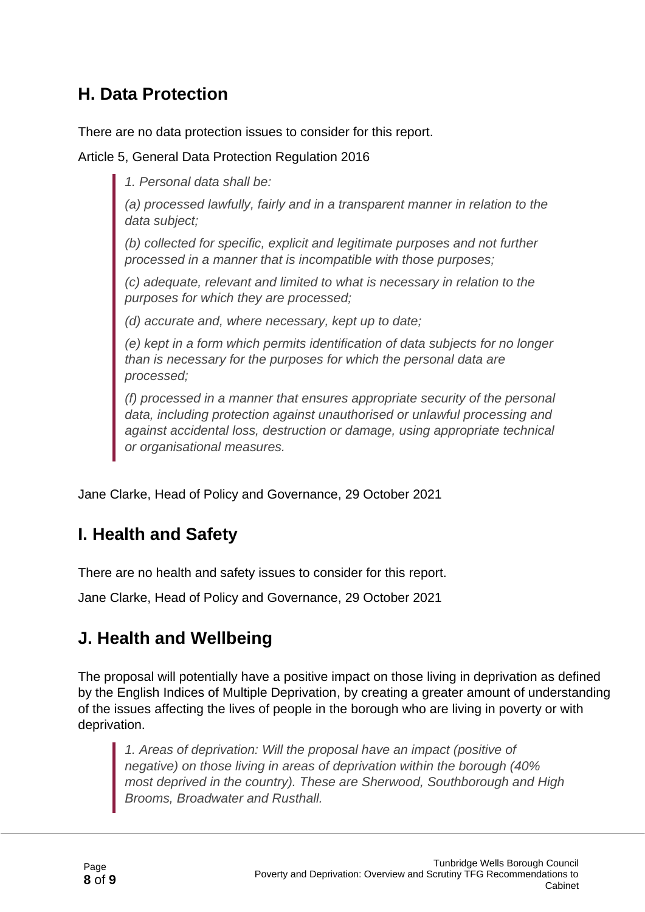## H. Data Protection

There are no data protection issues to consider for this report.

Article 5, General Data Protection Regulation 2016

> *1. Personal data shall be:*
>
> *(a) processed lawfully, fairly and in a transparent manner in relation to the data subject;*
>
> *(b) collected for specific, explicit and legitimate purposes and not further processed in a manner that is incompatible with those purposes;*
>
> *(c) adequate, relevant and limited to what is necessary in relation to the purposes for which they are processed;*
>
> *(d) accurate and, where necessary, kept up to date;*
>
> *(e) kept in a form which permits identification of data subjects for no longer than is necessary for the purposes for which the personal data are processed;*
>
> *(f) processed in a manner that ensures appropriate security of the personal data, including protection against unauthorised or unlawful processing and against accidental loss, destruction or damage, using appropriate technical or organisational measures.*

Jane Clarke, Head of Policy and Governance, 29 October 2021

## I. Health and Safety

There are no health and safety issues to consider for this report.

Jane Clarke, Head of Policy and Governance, 29 October 2021

## J. Health and Wellbeing

The proposal will potentially have a positive impact on those living in deprivation as defined by the English Indices of Multiple Deprivation, by creating a greater amount of understanding of the issues affecting the lives of people in the borough who are living in poverty or with deprivation.

> *1. Areas of deprivation: Will the proposal have an impact (positive of negative) on those living in areas of deprivation within the borough (40% most deprived in the country). These are Sherwood, Southborough and High Brooms, Broadwater and Rusthall.*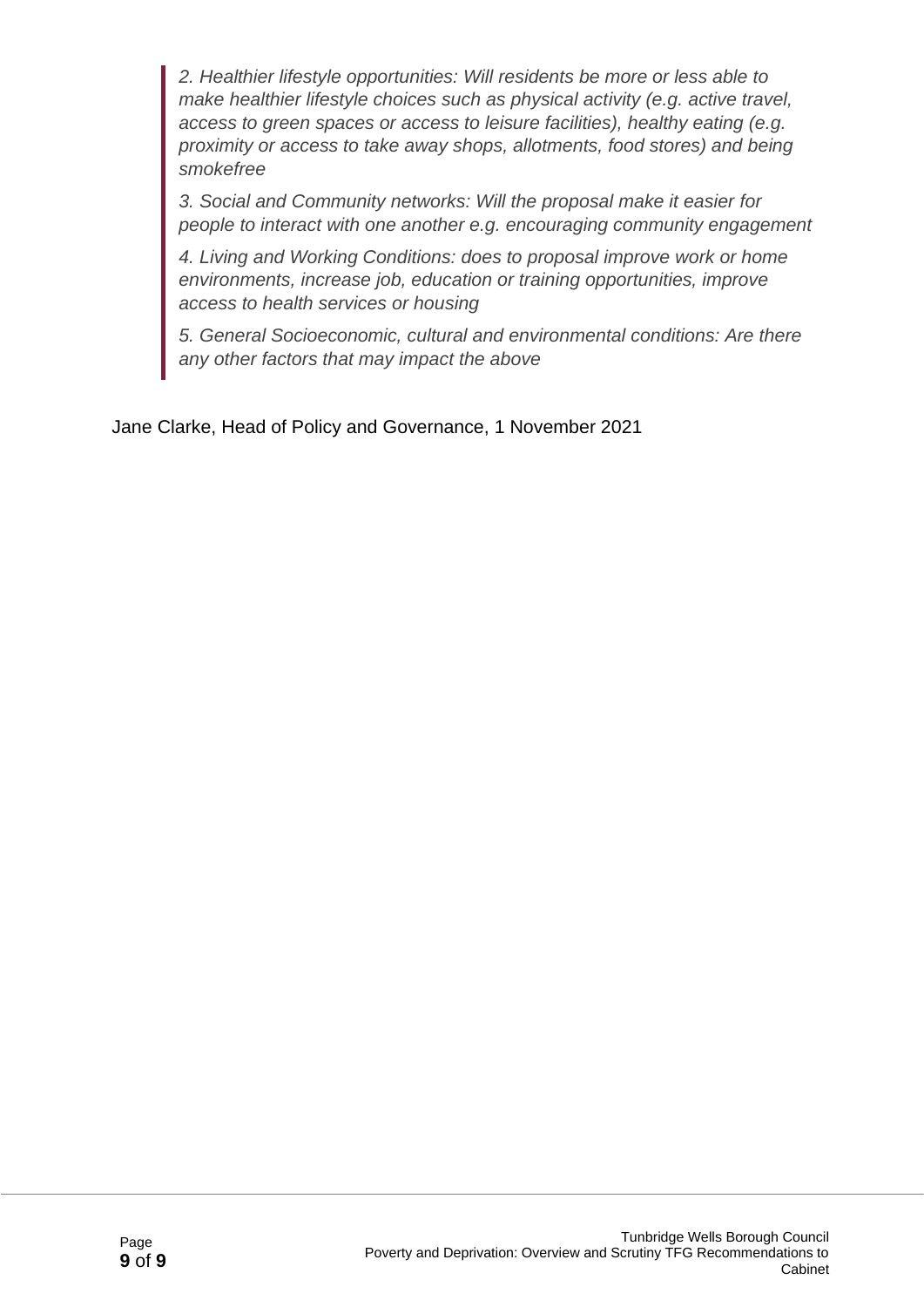> *2. Healthier lifestyle opportunities: Will residents be more or less able to make healthier lifestyle choices such as physical activity (e.g. active travel, access to green spaces or access to leisure facilities), healthy eating (e.g. proximity or access to take away shops, allotments, food stores) and being smokefree*
>
> *3. Social and Community networks: Will the proposal make it easier for people to interact with one another e.g. encouraging community engagement*
>
> *4. Living and Working Conditions: does to proposal improve work or home environments, increase job, education or training opportunities, improve access to health services or housing*
>
> *5. General Socioeconomic, cultural and environmental conditions: Are there any other factors that may impact the above*

Jane Clarke, Head of Policy and Governance, 1 November 2021